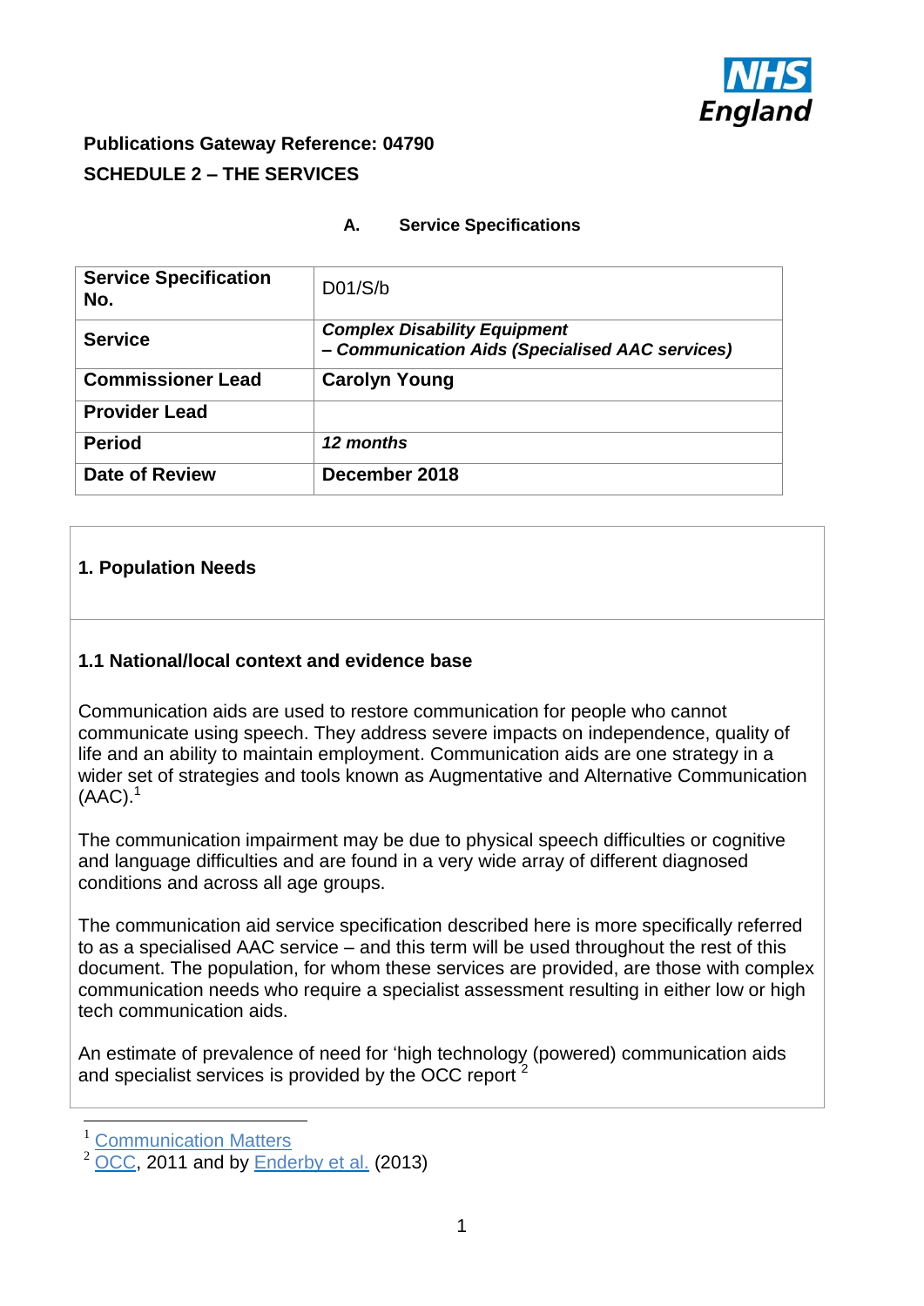**Publications Gateway Reference: 04790**

**SCHEDULE 2 – THE SERVICES**

**A. Service Specifications**

| **Service Specification No.** | D01/S/b |
|---|---|
| **Service** | ***Complex Disability Equipment – Communication Aids (Specialised AAC services)*** |
| **Commissioner Lead** | **Carolyn Young** |
| **Provider Lead** | |
| **Period** | ***12 months*** |
| **Date of Review** | **December 2018** |

## 1. Population Needs

### 1.1 National/local context and evidence base

Communication aids are used to restore communication for people who cannot communicate using speech. They address severe impacts on independence, quality of life and an ability to maintain employment. Communication aids are one strategy in a wider set of strategies and tools known as Augmentative and Alternative Communication (AAC).[1]

The communication impairment may be due to physical speech difficulties or cognitive and language difficulties and are found in a very wide array of different diagnosed conditions and across all age groups.

The communication aid service specification described here is more specifically referred to as a specialised AAC service – and this term will be used throughout the rest of this document. The population, for whom these services are provided, are those with complex communication needs who require a specialist assessment resulting in either low or high tech communication aids.

An estimate of prevalence of need for 'high technology (powered) communication aids and specialist services is provided by the OCC report [2]

[1] Communication Matters

[2] OCC, 2011 and by Enderby et al. (2013)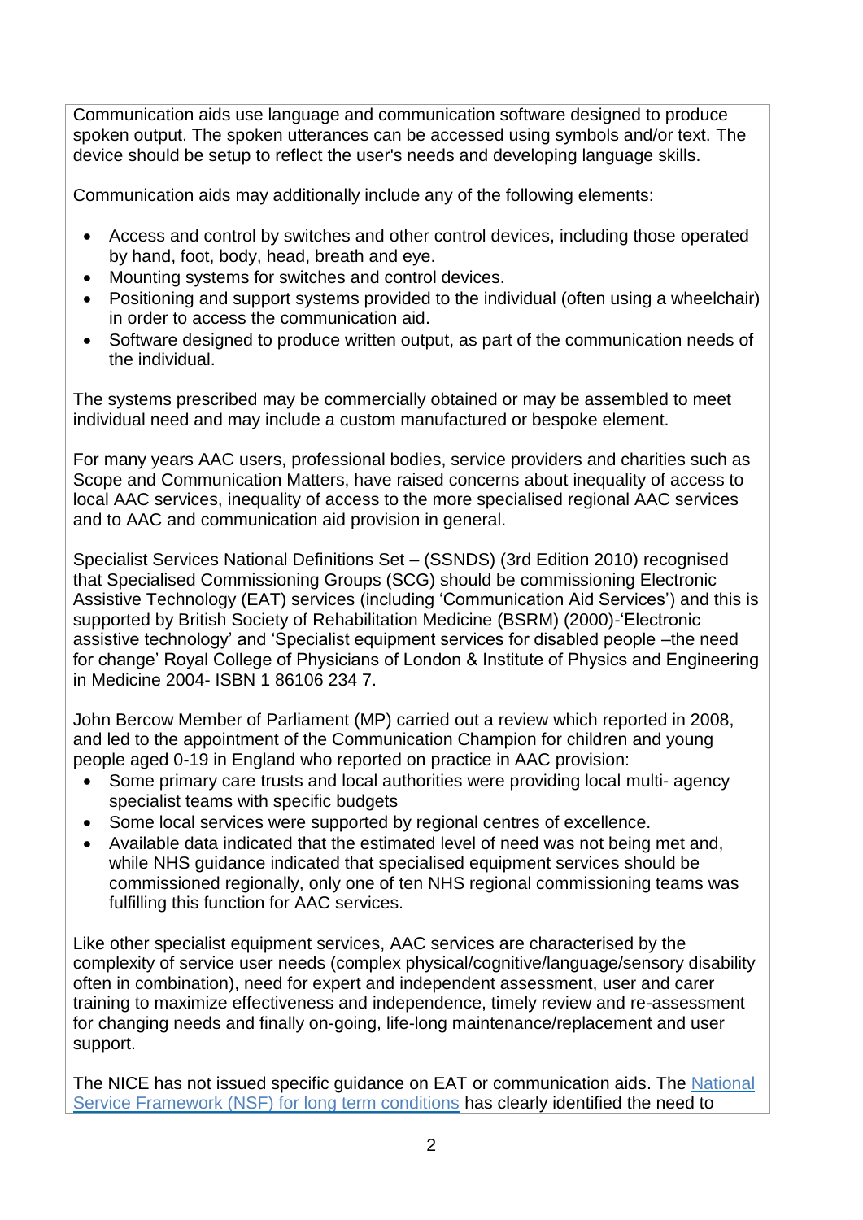Communication aids use language and communication software designed to produce spoken output. The spoken utterances can be accessed using symbols and/or text. The device should be setup to reflect the user's needs and developing language skills.

Communication aids may additionally include any of the following elements:

- Access and control by switches and other control devices, including those operated by hand, foot, body, head, breath and eye.
- Mounting systems for switches and control devices.
- Positioning and support systems provided to the individual (often using a wheelchair) in order to access the communication aid.
- Software designed to produce written output, as part of the communication needs of the individual.

The systems prescribed may be commercially obtained or may be assembled to meet individual need and may include a custom manufactured or bespoke element.

For many years AAC users, professional bodies, service providers and charities such as Scope and Communication Matters, have raised concerns about inequality of access to local AAC services, inequality of access to the more specialised regional AAC services and to AAC and communication aid provision in general.

Specialist Services National Definitions Set – (SSNDS) (3rd Edition 2010) recognised that Specialised Commissioning Groups (SCG) should be commissioning Electronic Assistive Technology (EAT) services (including 'Communication Aid Services') and this is supported by British Society of Rehabilitation Medicine (BSRM) (2000)-'Electronic assistive technology' and 'Specialist equipment services for disabled people –the need for change' Royal College of Physicians of London & Institute of Physics and Engineering in Medicine 2004- ISBN 1 86106 234 7.

John Bercow Member of Parliament (MP) carried out a review which reported in 2008, and led to the appointment of the Communication Champion for children and young people aged 0-19 in England who reported on practice in AAC provision:

- Some primary care trusts and local authorities were providing local multi- agency specialist teams with specific budgets
- Some local services were supported by regional centres of excellence.
- Available data indicated that the estimated level of need was not being met and, while NHS guidance indicated that specialised equipment services should be commissioned regionally, only one of ten NHS regional commissioning teams was fulfilling this function for AAC services.

Like other specialist equipment services, AAC services are characterised by the complexity of service user needs (complex physical/cognitive/language/sensory disability often in combination), need for expert and independent assessment, user and carer training to maximize effectiveness and independence, timely review and re-assessment for changing needs and finally on-going, life-long maintenance/replacement and user support.

The NICE has not issued specific guidance on EAT or communication aids. The National Service Framework (NSF) for long term conditions has clearly identified the need to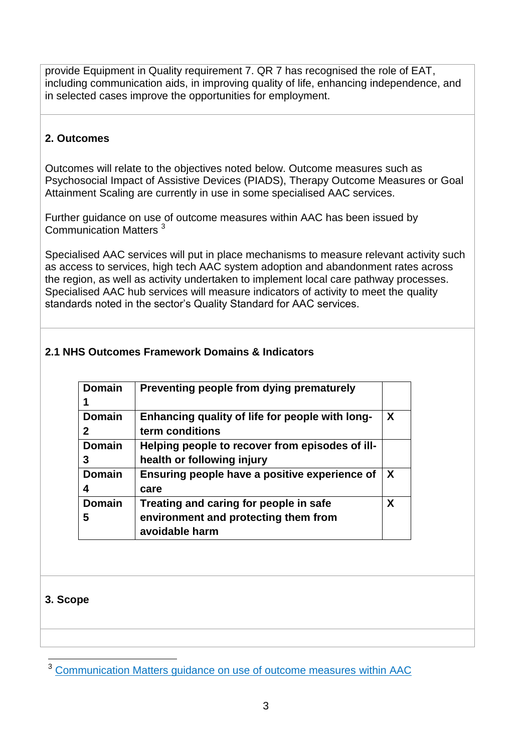provide Equipment in Quality requirement 7. QR 7 has recognised the role of EAT, including communication aids, in improving quality of life, enhancing independence, and in selected cases improve the opportunities for employment.

## 2. Outcomes

Outcomes will relate to the objectives noted below. Outcome measures such as Psychosocial Impact of Assistive Devices (PIADS), Therapy Outcome Measures or Goal Attainment Scaling are currently in use in some specialised AAC services.

Further guidance on use of outcome measures within AAC has been issued by Communication Matters [3]

Specialised AAC services will put in place mechanisms to measure relevant activity such as access to services, high tech AAC system adoption and abandonment rates across the region, as well as activity undertaken to implement local care pathway processes. Specialised AAC hub services will measure indicators of activity to meet the quality standards noted in the sector's Quality Standard for AAC services.

### 2.1 NHS Outcomes Framework Domains & Indicators

| Domain | Description | |
|---|---|---|
| **Domain 1** | **Preventing people from dying prematurely** | |
| **Domain 2** | **Enhancing quality of life for people with long-term conditions** | **X** |
| **Domain 3** | **Helping people to recover from episodes of ill-health or following injury** | |
| **Domain 4** | **Ensuring people have a positive experience of care** | **X** |
| **Domain 5** | **Treating and caring for people in safe environment and protecting them from avoidable harm** | **X** |

## 3. Scope

---

[3] Communication Matters guidance on use of outcome measures within AAC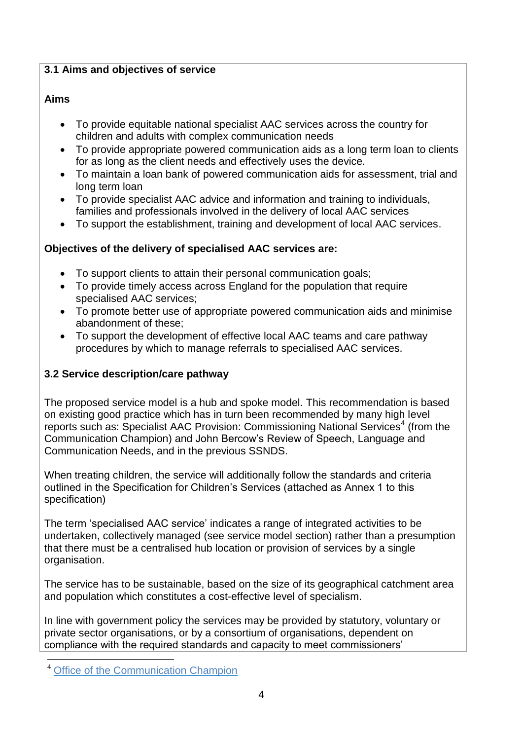### 3.1 Aims and objectives of service

**Aims**

- To provide equitable national specialist AAC services across the country for children and adults with complex communication needs
- To provide appropriate powered communication aids as a long term loan to clients for as long as the client needs and effectively uses the device.
- To maintain a loan bank of powered communication aids for assessment, trial and long term loan
- To provide specialist AAC advice and information and training to individuals, families and professionals involved in the delivery of local AAC services
- To support the establishment, training and development of local AAC services.

**Objectives of the delivery of specialised AAC services are:**

- To support clients to attain their personal communication goals;
- To provide timely access across England for the population that require specialised AAC services;
- To promote better use of appropriate powered communication aids and minimise abandonment of these;
- To support the development of effective local AAC teams and care pathway procedures by which to manage referrals to specialised AAC services.

### 3.2 Service description/care pathway

The proposed service model is a hub and spoke model. This recommendation is based on existing good practice which has in turn been recommended by many high level reports such as: Specialist AAC Provision: Commissioning National Services[4] (from the Communication Champion) and John Bercow's Review of Speech, Language and Communication Needs, and in the previous SSNDS.

When treating children, the service will additionally follow the standards and criteria outlined in the Specification for Children's Services (attached as Annex 1 to this specification)

The term 'specialised AAC service' indicates a range of integrated activities to be undertaken, collectively managed (see service model section) rather than a presumption that there must be a centralised hub location or provision of services by a single organisation.

The service has to be sustainable, based on the size of its geographical catchment area and population which constitutes a cost-effective level of specialism.

In line with government policy the services may be provided by statutory, voluntary or private sector organisations, or by a consortium of organisations, dependent on compliance with the required standards and capacity to meet commissioners'

---

[4] Office of the Communication Champion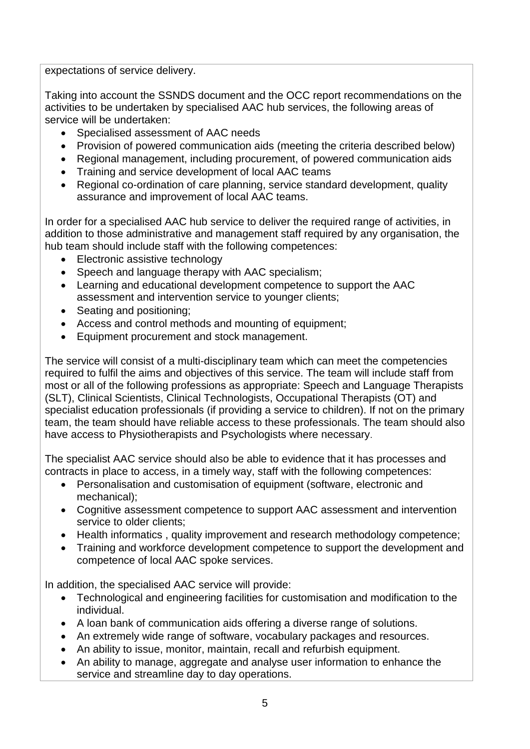expectations of service delivery.

Taking into account the SSNDS document and the OCC report recommendations on the activities to be undertaken by specialised AAC hub services, the following areas of service will be undertaken:

- Specialised assessment of AAC needs
- Provision of powered communication aids (meeting the criteria described below)
- Regional management, including procurement, of powered communication aids
- Training and service development of local AAC teams
- Regional co-ordination of care planning, service standard development, quality assurance and improvement of local AAC teams.

In order for a specialised AAC hub service to deliver the required range of activities, in addition to those administrative and management staff required by any organisation, the hub team should include staff with the following competences:

- Electronic assistive technology
- Speech and language therapy with AAC specialism;
- Learning and educational development competence to support the AAC assessment and intervention service to younger clients;
- Seating and positioning;
- Access and control methods and mounting of equipment;
- Equipment procurement and stock management.

The service will consist of a multi-disciplinary team which can meet the competencies required to fulfil the aims and objectives of this service. The team will include staff from most or all of the following professions as appropriate: Speech and Language Therapists (SLT), Clinical Scientists, Clinical Technologists, Occupational Therapists (OT) and specialist education professionals (if providing a service to children). If not on the primary team, the team should have reliable access to these professionals. The team should also have access to Physiotherapists and Psychologists where necessary.

The specialist AAC service should also be able to evidence that it has processes and contracts in place to access, in a timely way, staff with the following competences:

- Personalisation and customisation of equipment (software, electronic and mechanical);
- Cognitive assessment competence to support AAC assessment and intervention service to older clients;
- Health informatics , quality improvement and research methodology competence;
- Training and workforce development competence to support the development and competence of local AAC spoke services.

In addition, the specialised AAC service will provide:

- Technological and engineering facilities for customisation and modification to the individual.
- A loan bank of communication aids offering a diverse range of solutions.
- An extremely wide range of software, vocabulary packages and resources.
- An ability to issue, monitor, maintain, recall and refurbish equipment.
- An ability to manage, aggregate and analyse user information to enhance the service and streamline day to day operations.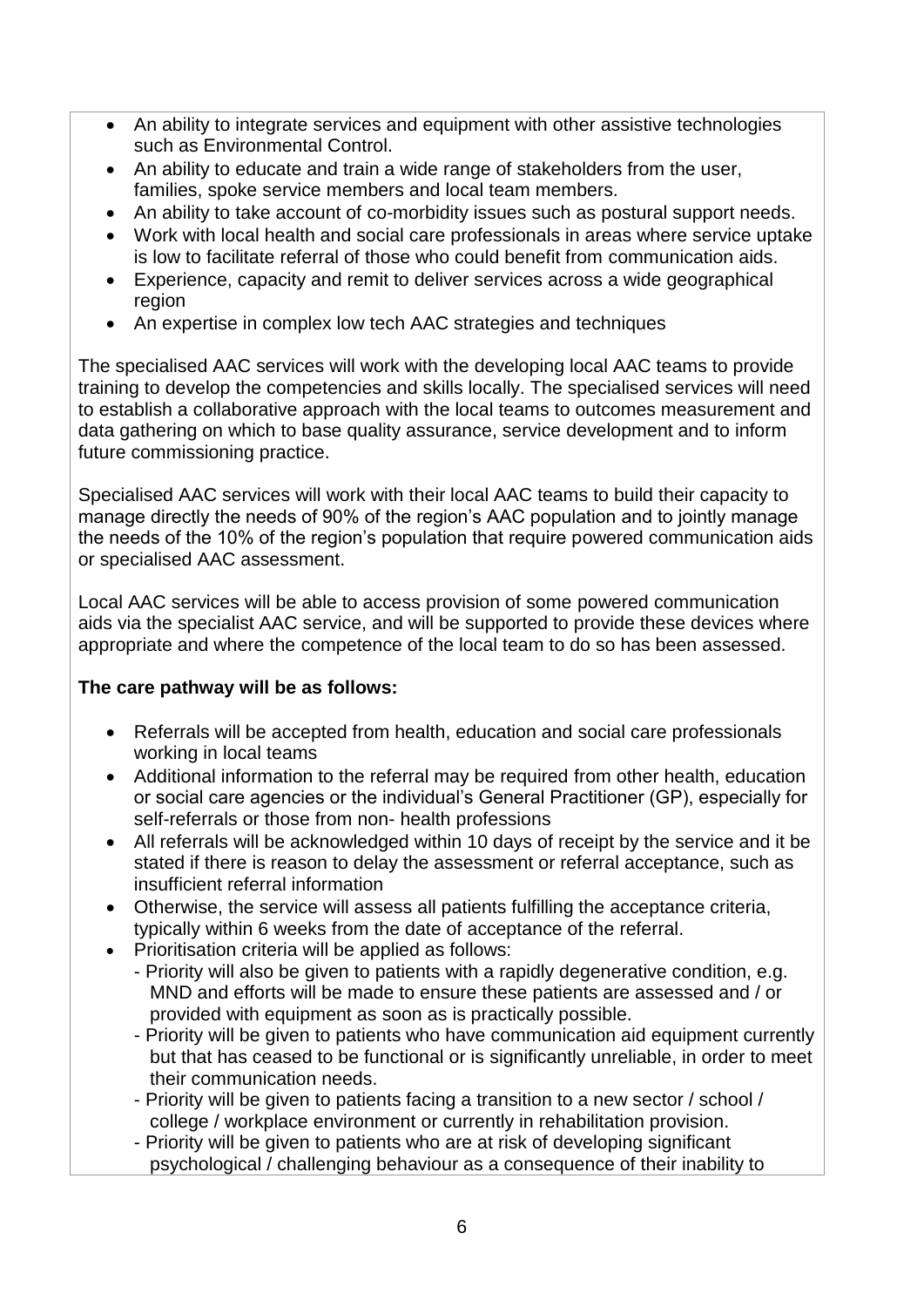- An ability to integrate services and equipment with other assistive technologies such as Environmental Control.
- An ability to educate and train a wide range of stakeholders from the user, families, spoke service members and local team members.
- An ability to take account of co-morbidity issues such as postural support needs.
- Work with local health and social care professionals in areas where service uptake is low to facilitate referral of those who could benefit from communication aids.
- Experience, capacity and remit to deliver services across a wide geographical region
- An expertise in complex low tech AAC strategies and techniques

The specialised AAC services will work with the developing local AAC teams to provide training to develop the competencies and skills locally. The specialised services will need to establish a collaborative approach with the local teams to outcomes measurement and data gathering on which to base quality assurance, service development and to inform future commissioning practice.

Specialised AAC services will work with their local AAC teams to build their capacity to manage directly the needs of 90% of the region's AAC population and to jointly manage the needs of the 10% of the region's population that require powered communication aids or specialised AAC assessment.

Local AAC services will be able to access provision of some powered communication aids via the specialist AAC service, and will be supported to provide these devices where appropriate and where the competence of the local team to do so has been assessed.

**The care pathway will be as follows:**

- Referrals will be accepted from health, education and social care professionals working in local teams
- Additional information to the referral may be required from other health, education or social care agencies or the individual's General Practitioner (GP), especially for self-referrals or those from non- health professions
- All referrals will be acknowledged within 10 days of receipt by the service and it be stated if there is reason to delay the assessment or referral acceptance, such as insufficient referral information
- Otherwise, the service will assess all patients fulfilling the acceptance criteria, typically within 6 weeks from the date of acceptance of the referral.
- Prioritisation criteria will be applied as follows:
  - Priority will also be given to patients with a rapidly degenerative condition, e.g. MND and efforts will be made to ensure these patients are assessed and / or provided with equipment as soon as is practically possible.
  - Priority will be given to patients who have communication aid equipment currently but that has ceased to be functional or is significantly unreliable, in order to meet their communication needs.
  - Priority will be given to patients facing a transition to a new sector / school / college / workplace environment or currently in rehabilitation provision.
  - Priority will be given to patients who are at risk of developing significant psychological / challenging behaviour as a consequence of their inability to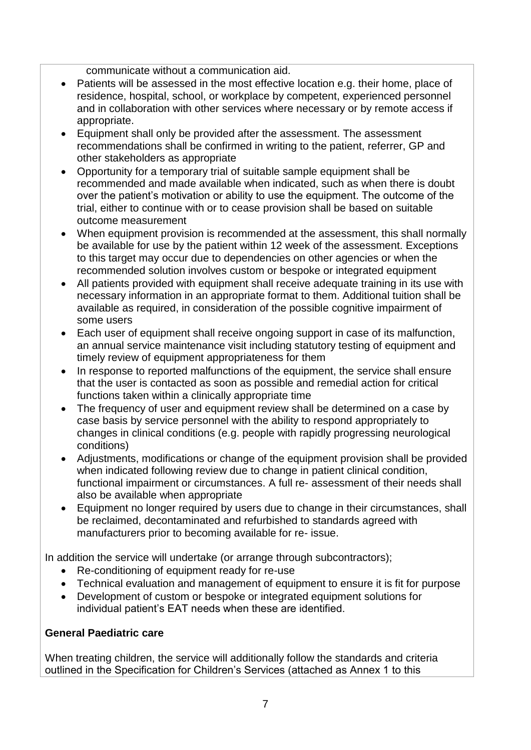communicate without a communication aid.

- Patients will be assessed in the most effective location e.g. their home, place of residence, hospital, school, or workplace by competent, experienced personnel and in collaboration with other services where necessary or by remote access if appropriate.
- Equipment shall only be provided after the assessment. The assessment recommendations shall be confirmed in writing to the patient, referrer, GP and other stakeholders as appropriate
- Opportunity for a temporary trial of suitable sample equipment shall be recommended and made available when indicated, such as when there is doubt over the patient's motivation or ability to use the equipment. The outcome of the trial, either to continue with or to cease provision shall be based on suitable outcome measurement
- When equipment provision is recommended at the assessment, this shall normally be available for use by the patient within 12 week of the assessment. Exceptions to this target may occur due to dependencies on other agencies or when the recommended solution involves custom or bespoke or integrated equipment
- All patients provided with equipment shall receive adequate training in its use with necessary information in an appropriate format to them. Additional tuition shall be available as required, in consideration of the possible cognitive impairment of some users
- Each user of equipment shall receive ongoing support in case of its malfunction, an annual service maintenance visit including statutory testing of equipment and timely review of equipment appropriateness for them
- In response to reported malfunctions of the equipment, the service shall ensure that the user is contacted as soon as possible and remedial action for critical functions taken within a clinically appropriate time
- The frequency of user and equipment review shall be determined on a case by case basis by service personnel with the ability to respond appropriately to changes in clinical conditions (e.g. people with rapidly progressing neurological conditions)
- Adjustments, modifications or change of the equipment provision shall be provided when indicated following review due to change in patient clinical condition, functional impairment or circumstances. A full re- assessment of their needs shall also be available when appropriate
- Equipment no longer required by users due to change in their circumstances, shall be reclaimed, decontaminated and refurbished to standards agreed with manufacturers prior to becoming available for re- issue.

In addition the service will undertake (or arrange through subcontractors);

- Re-conditioning of equipment ready for re-use
- Technical evaluation and management of equipment to ensure it is fit for purpose
- Development of custom or bespoke or integrated equipment solutions for individual patient's EAT needs when these are identified.

**General Paediatric care**

When treating children, the service will additionally follow the standards and criteria outlined in the Specification for Children's Services (attached as Annex 1 to this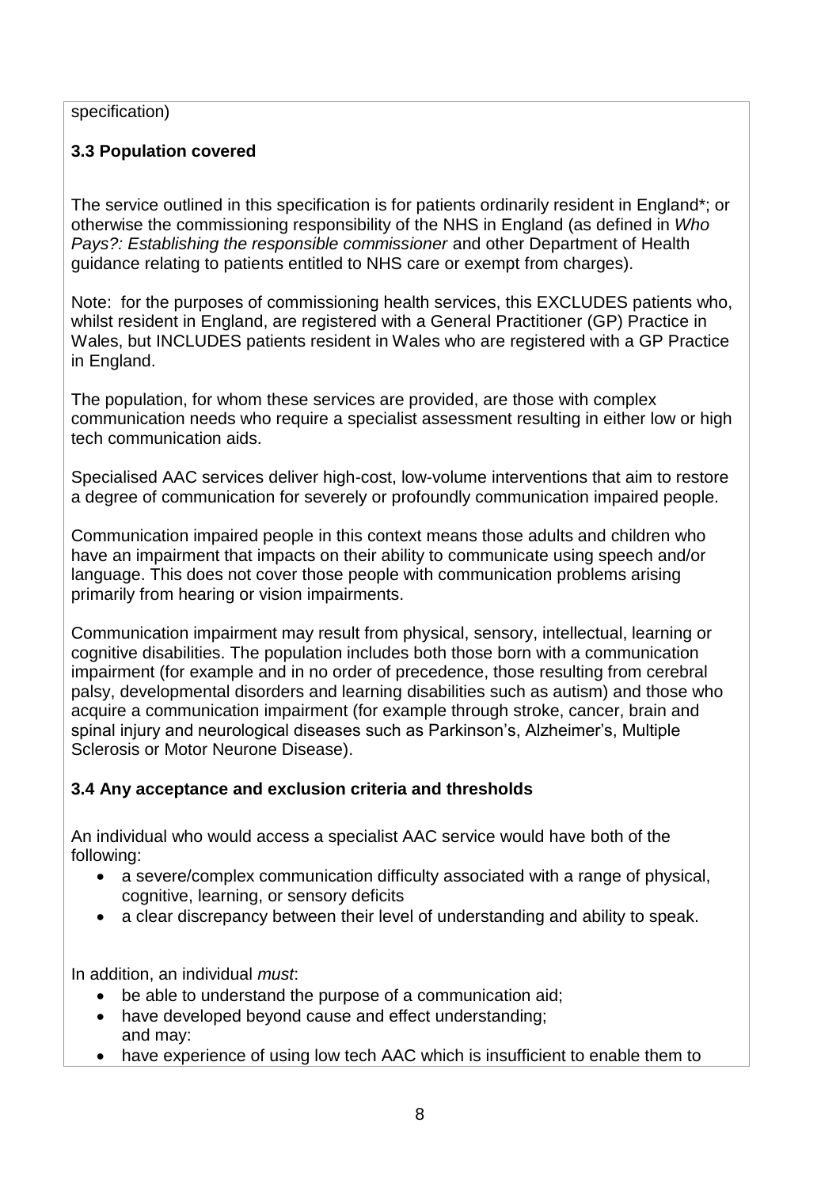specification)

### 3.3 Population covered

The service outlined in this specification is for patients ordinarily resident in England*; or otherwise the commissioning responsibility of the NHS in England (as defined in *Who Pays?: Establishing the responsible commissioner* and other Department of Health guidance relating to patients entitled to NHS care or exempt from charges).

Note: for the purposes of commissioning health services, this EXCLUDES patients who, whilst resident in England, are registered with a General Practitioner (GP) Practice in Wales, but INCLUDES patients resident in Wales who are registered with a GP Practice in England.

The population, for whom these services are provided, are those with complex communication needs who require a specialist assessment resulting in either low or high tech communication aids.

Specialised AAC services deliver high-cost, low-volume interventions that aim to restore a degree of communication for severely or profoundly communication impaired people.

Communication impaired people in this context means those adults and children who have an impairment that impacts on their ability to communicate using speech and/or language. This does not cover those people with communication problems arising primarily from hearing or vision impairments.

Communication impairment may result from physical, sensory, intellectual, learning or cognitive disabilities. The population includes both those born with a communication impairment (for example and in no order of precedence, those resulting from cerebral palsy, developmental disorders and learning disabilities such as autism) and those who acquire a communication impairment (for example through stroke, cancer, brain and spinal injury and neurological diseases such as Parkinson's, Alzheimer's, Multiple Sclerosis or Motor Neurone Disease).

### 3.4 Any acceptance and exclusion criteria and thresholds

An individual who would access a specialist AAC service would have both of the following:

- a severe/complex communication difficulty associated with a range of physical, cognitive, learning, or sensory deficits
- a clear discrepancy between their level of understanding and ability to speak.

In addition, an individual *must*:

- be able to understand the purpose of a communication aid;
- have developed beyond cause and effect understanding;
  and may:
- have experience of using low tech AAC which is insufficient to enable them to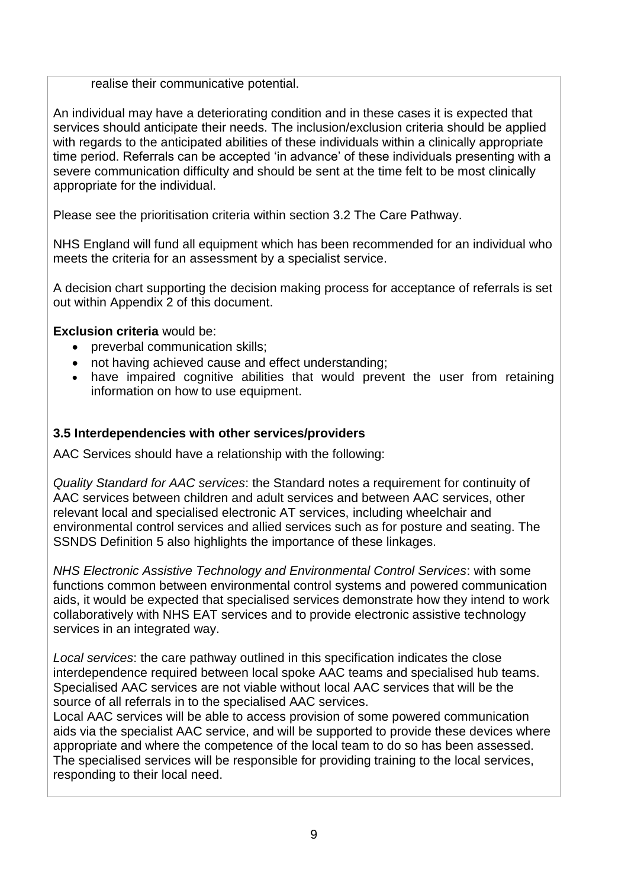realise their communicative potential.

An individual may have a deteriorating condition and in these cases it is expected that services should anticipate their needs. The inclusion/exclusion criteria should be applied with regards to the anticipated abilities of these individuals within a clinically appropriate time period. Referrals can be accepted 'in advance' of these individuals presenting with a severe communication difficulty and should be sent at the time felt to be most clinically appropriate for the individual.

Please see the prioritisation criteria within section 3.2 The Care Pathway.

NHS England will fund all equipment which has been recommended for an individual who meets the criteria for an assessment by a specialist service.

A decision chart supporting the decision making process for acceptance of referrals is set out within Appendix 2 of this document.

**Exclusion criteria** would be:

- preverbal communication skills;
- not having achieved cause and effect understanding;
- have impaired cognitive abilities that would prevent the user from retaining information on how to use equipment.

### 3.5 Interdependencies with other services/providers

AAC Services should have a relationship with the following:

*Quality Standard for AAC services*: the Standard notes a requirement for continuity of AAC services between children and adult services and between AAC services, other relevant local and specialised electronic AT services, including wheelchair and environmental control services and allied services such as for posture and seating. The SSNDS Definition 5 also highlights the importance of these linkages.

*NHS Electronic Assistive Technology and Environmental Control Services*: with some functions common between environmental control systems and powered communication aids, it would be expected that specialised services demonstrate how they intend to work collaboratively with NHS EAT services and to provide electronic assistive technology services in an integrated way.

*Local services*: the care pathway outlined in this specification indicates the close interdependence required between local spoke AAC teams and specialised hub teams. Specialised AAC services are not viable without local AAC services that will be the source of all referrals in to the specialised AAC services.
Local AAC services will be able to access provision of some powered communication aids via the specialist AAC service, and will be supported to provide these devices where appropriate and where the competence of the local team to do so has been assessed. The specialised services will be responsible for providing training to the local services, responding to their local need.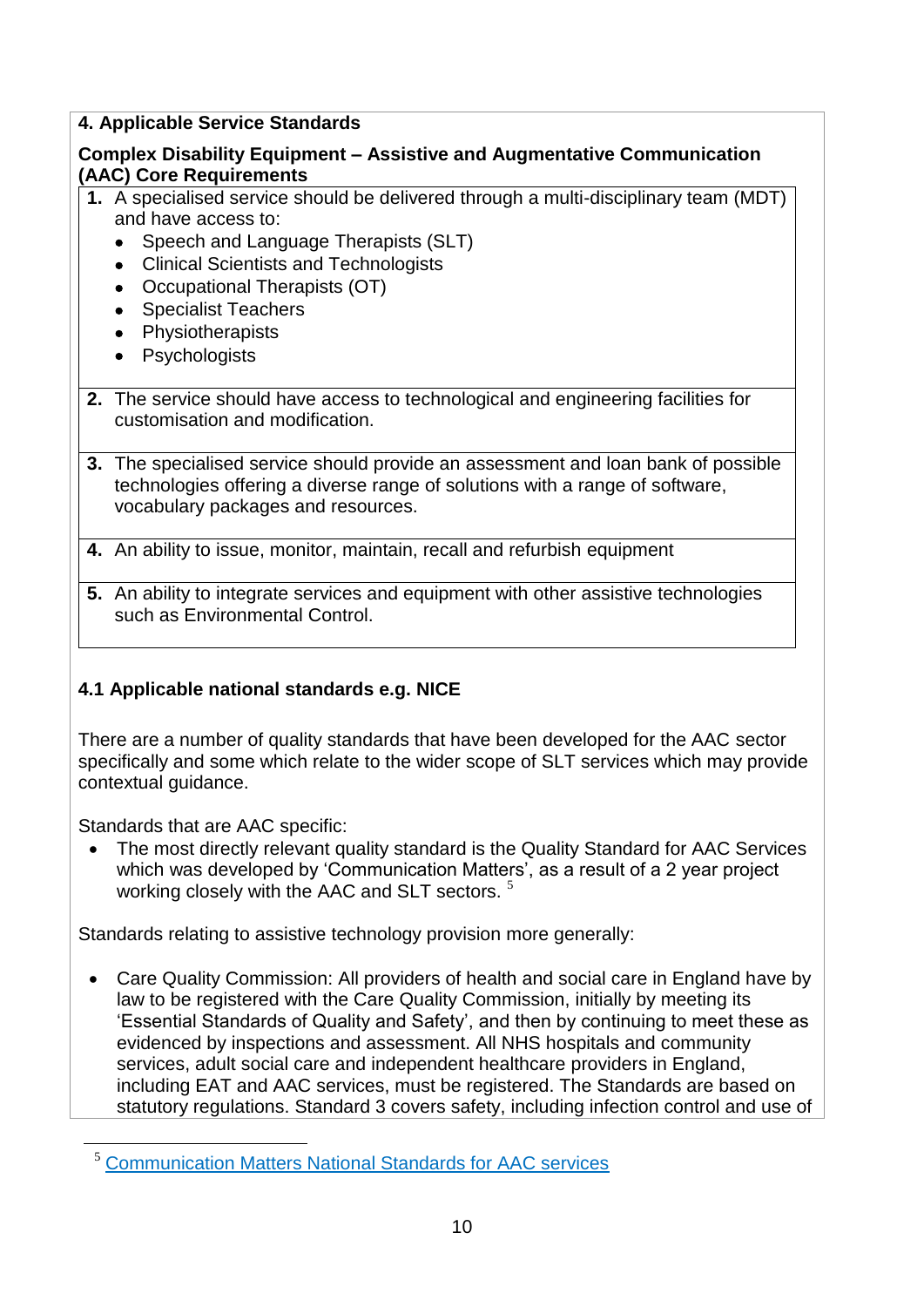## 4. Applicable Service Standards

**Complex Disability Equipment – Assistive and Augmentative Communication (AAC) Core Requirements**

1. A specialised service should be delivered through a multi-disciplinary team (MDT) and have access to:
   - Speech and Language Therapists (SLT)
   - Clinical Scientists and Technologists
   - Occupational Therapists (OT)
   - Specialist Teachers
   - Physiotherapists
   - Psychologists
2. The service should have access to technological and engineering facilities for customisation and modification.
3. The specialised service should provide an assessment and loan bank of possible technologies offering a diverse range of solutions with a range of software, vocabulary packages and resources.
4. An ability to issue, monitor, maintain, recall and refurbish equipment
5. An ability to integrate services and equipment with other assistive technologies such as Environmental Control.

### 4.1 Applicable national standards e.g. NICE

There are a number of quality standards that have been developed for the AAC sector specifically and some which relate to the wider scope of SLT services which may provide contextual guidance.

Standards that are AAC specific:

- The most directly relevant quality standard is the Quality Standard for AAC Services which was developed by 'Communication Matters', as a result of a 2 year project working closely with the AAC and SLT sectors. [5]

Standards relating to assistive technology provision more generally:

- Care Quality Commission: All providers of health and social care in England have by law to be registered with the Care Quality Commission, initially by meeting its 'Essential Standards of Quality and Safety', and then by continuing to meet these as evidenced by inspections and assessment. All NHS hospitals and community services, adult social care and independent healthcare providers in England, including EAT and AAC services, must be registered. The Standards are based on statutory regulations. Standard 3 covers safety, including infection control and use of

[5] Communication Matters National Standards for AAC services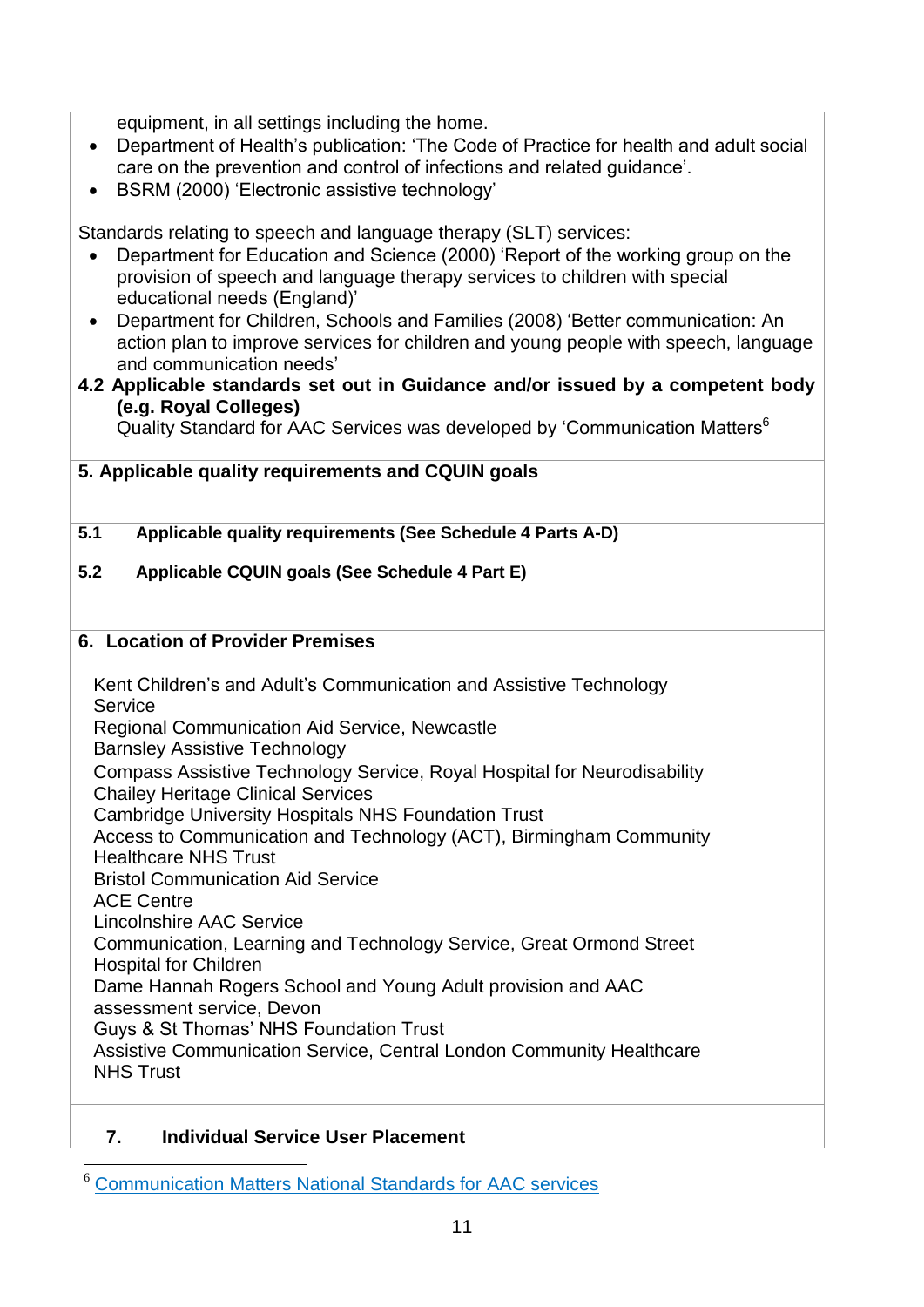equipment, in all settings including the home.

- Department of Health's publication: 'The Code of Practice for health and adult social care on the prevention and control of infections and related guidance'.
- BSRM (2000) 'Electronic assistive technology'

Standards relating to speech and language therapy (SLT) services:

- Department for Education and Science (2000) 'Report of the working group on the provision of speech and language therapy services to children with special educational needs (England)'
- Department for Children, Schools and Families (2008) 'Better communication: An action plan to improve services for children and young people with speech, language and communication needs'

**4.2 Applicable standards set out in Guidance and/or issued by a competent body (e.g. Royal Colleges)**

Quality Standard for AAC Services was developed by 'Communication Matters[6]

## 5. Applicable quality requirements and CQUIN goals

**5.1 Applicable quality requirements (See Schedule 4 Parts A-D)**

**5.2 Applicable CQUIN goals (See Schedule 4 Part E)**

## 6. Location of Provider Premises

Kent Children's and Adult's Communication and Assistive Technology Service
Regional Communication Aid Service, Newcastle
Barnsley Assistive Technology
Compass Assistive Technology Service, Royal Hospital for Neurodisability
Chailey Heritage Clinical Services
Cambridge University Hospitals NHS Foundation Trust
Access to Communication and Technology (ACT), Birmingham Community Healthcare NHS Trust
Bristol Communication Aid Service
ACE Centre
Lincolnshire AAC Service
Communication, Learning and Technology Service, Great Ormond Street Hospital for Children
Dame Hannah Rogers School and Young Adult provision and AAC assessment service, Devon
Guys & St Thomas' NHS Foundation Trust
Assistive Communication Service, Central London Community Healthcare NHS Trust

## 7. Individual Service User Placement

---

[6] Communication Matters National Standards for AAC services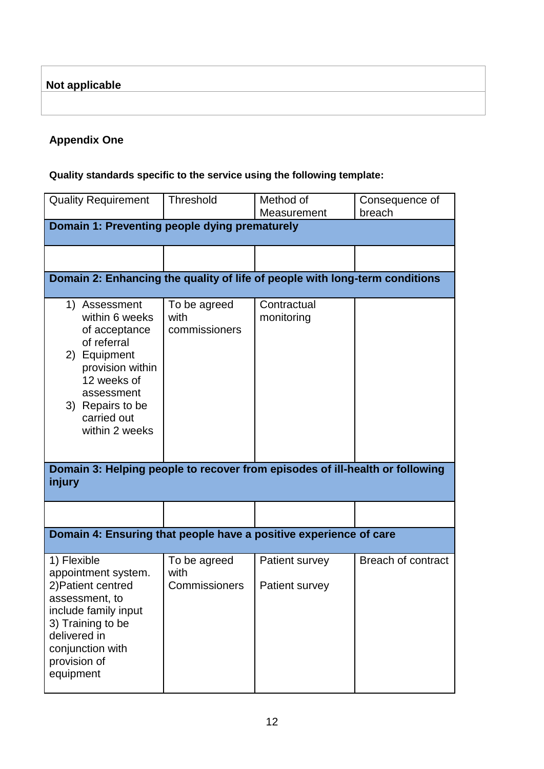| Not applicable |
|---|
| |

**Appendix One**

**Quality standards specific to the service using the following template:**

| Quality Requirement | Threshold | Method of Measurement | Consequence of breach |
|---|---|---|---|
| **Domain 1: Preventing people dying prematurely** | | | |
| | | | |
| **Domain 2: Enhancing the quality of life of people with long-term conditions** | | | |
| 1) Assessment within 6 weeks of acceptance of referral<br>2) Equipment provision within 12 weeks of assessment<br>3) Repairs to be carried out within 2 weeks | To be agreed with commissioners | Contractual monitoring | |
| **Domain 3: Helping people to recover from episodes of ill-health or following injury** | | | |
| | | | |
| **Domain 4: Ensuring that people have a positive experience of care** | | | |
| 1) Flexible appointment system.<br>2)Patient centred assessment, to include family input<br>3) Training to be delivered in conjunction with provision of equipment | To be agreed with Commissioners | Patient survey<br><br>Patient survey | Breach of contract |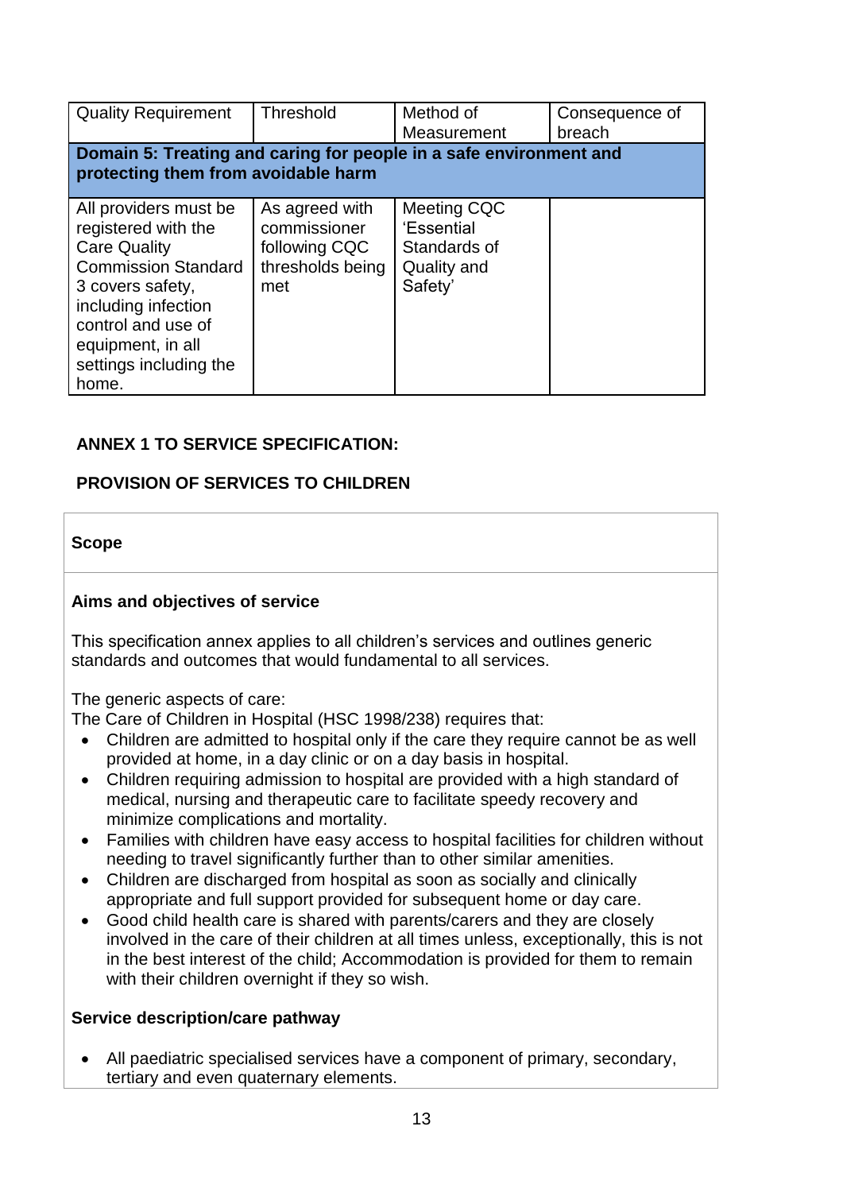| Quality Requirement | Threshold | Method of Measurement | Consequence of breach |
|---|---|---|---|
| **Domain 5: Treating and caring for people in a safe environment and protecting them from avoidable harm** | | | |
| All providers must be registered with the Care Quality Commission Standard 3 covers safety, including infection control and use of equipment, in all settings including the home. | As agreed with commissioner following CQC thresholds being met | Meeting CQC 'Essential Standards of Quality and Safety' | |

**ANNEX 1 TO SERVICE SPECIFICATION:**

**PROVISION OF SERVICES TO CHILDREN**

### Scope

### Aims and objectives of service

This specification annex applies to all children's services and outlines generic standards and outcomes that would fundamental to all services.

The generic aspects of care:
The Care of Children in Hospital (HSC 1998/238) requires that:

- Children are admitted to hospital only if the care they require cannot be as well provided at home, in a day clinic or on a day basis in hospital.
- Children requiring admission to hospital are provided with a high standard of medical, nursing and therapeutic care to facilitate speedy recovery and minimize complications and mortality.
- Families with children have easy access to hospital facilities for children without needing to travel significantly further than to other similar amenities.
- Children are discharged from hospital as soon as socially and clinically appropriate and full support provided for subsequent home or day care.
- Good child health care is shared with parents/carers and they are closely involved in the care of their children at all times unless, exceptionally, this is not in the best interest of the child; Accommodation is provided for them to remain with their children overnight if they so wish.

### Service description/care pathway

- All paediatric specialised services have a component of primary, secondary, tertiary and even quaternary elements.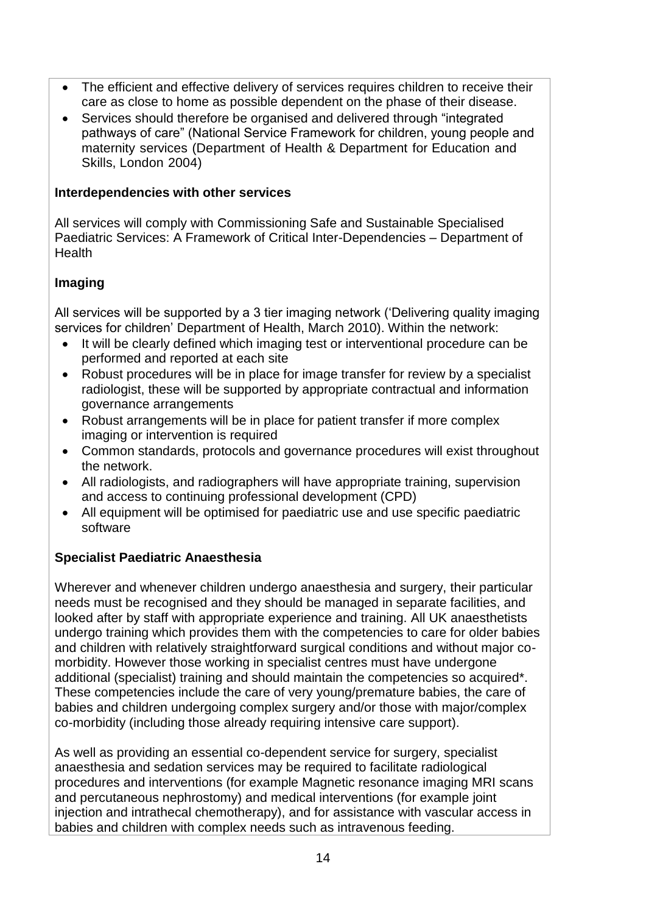- The efficient and effective delivery of services requires children to receive their care as close to home as possible dependent on the phase of their disease.
- Services should therefore be organised and delivered through "integrated pathways of care" (National Service Framework for children, young people and maternity services (Department of Health & Department for Education and Skills, London 2004)

**Interdependencies with other services**

All services will comply with Commissioning Safe and Sustainable Specialised Paediatric Services: A Framework of Critical Inter-Dependencies – Department of Health

**Imaging**

All services will be supported by a 3 tier imaging network ('Delivering quality imaging services for children' Department of Health, March 2010). Within the network:

- It will be clearly defined which imaging test or interventional procedure can be performed and reported at each site
- Robust procedures will be in place for image transfer for review by a specialist radiologist, these will be supported by appropriate contractual and information governance arrangements
- Robust arrangements will be in place for patient transfer if more complex imaging or intervention is required
- Common standards, protocols and governance procedures will exist throughout the network.
- All radiologists, and radiographers will have appropriate training, supervision and access to continuing professional development (CPD)
- All equipment will be optimised for paediatric use and use specific paediatric software

**Specialist Paediatric Anaesthesia**

Wherever and whenever children undergo anaesthesia and surgery, their particular needs must be recognised and they should be managed in separate facilities, and looked after by staff with appropriate experience and training. All UK anaesthetists undergo training which provides them with the competencies to care for older babies and children with relatively straightforward surgical conditions and without major co-morbidity. However those working in specialist centres must have undergone additional (specialist) training and should maintain the competencies so acquired*. These competencies include the care of very young/premature babies, the care of babies and children undergoing complex surgery and/or those with major/complex co-morbidity (including those already requiring intensive care support).

As well as providing an essential co-dependent service for surgery, specialist anaesthesia and sedation services may be required to facilitate radiological procedures and interventions (for example Magnetic resonance imaging MRI scans and percutaneous nephrostomy) and medical interventions (for example joint injection and intrathecal chemotherapy), and for assistance with vascular access in babies and children with complex needs such as intravenous feeding.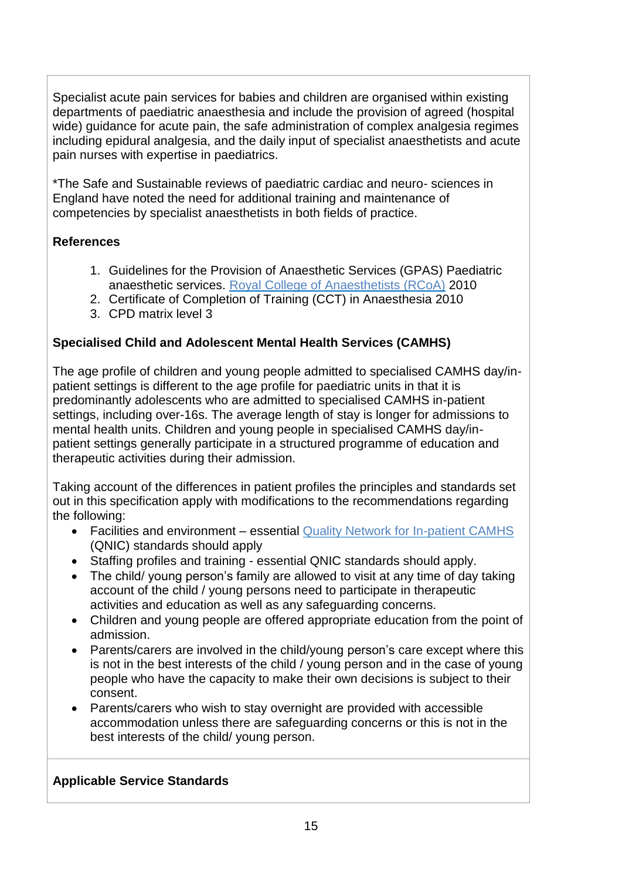Specialist acute pain services for babies and children are organised within existing departments of paediatric anaesthesia and include the provision of agreed (hospital wide) guidance for acute pain, the safe administration of complex analgesia regimes including epidural analgesia, and the daily input of specialist anaesthetists and acute pain nurses with expertise in paediatrics.

*The Safe and Sustainable reviews of paediatric cardiac and neuro- sciences in England have noted the need for additional training and maintenance of competencies by specialist anaesthetists in both fields of practice.

**References**

1. Guidelines for the Provision of Anaesthetic Services (GPAS) Paediatric anaesthetic services. Royal College of Anaesthetists (RCoA) 2010
2. Certificate of Completion of Training (CCT) in Anaesthesia 2010
3. CPD matrix level 3

**Specialised Child and Adolescent Mental Health Services (CAMHS)**

The age profile of children and young people admitted to specialised CAMHS day/in-patient settings is different to the age profile for paediatric units in that it is predominantly adolescents who are admitted to specialised CAMHS in-patient settings, including over-16s. The average length of stay is longer for admissions to mental health units. Children and young people in specialised CAMHS day/in-patient settings generally participate in a structured programme of education and therapeutic activities during their admission.

Taking account of the differences in patient profiles the principles and standards set out in this specification apply with modifications to the recommendations regarding the following:

- Facilities and environment – essential Quality Network for In-patient CAMHS (QNIC) standards should apply
- Staffing profiles and training - essential QNIC standards should apply.
- The child/ young person's family are allowed to visit at any time of day taking account of the child / young persons need to participate in therapeutic activities and education as well as any safeguarding concerns.
- Children and young people are offered appropriate education from the point of admission.
- Parents/carers are involved in the child/young person's care except where this is not in the best interests of the child / young person and in the case of young people who have the capacity to make their own decisions is subject to their consent.
- Parents/carers who wish to stay overnight are provided with accessible accommodation unless there are safeguarding concerns or this is not in the best interests of the child/ young person.

**Applicable Service Standards**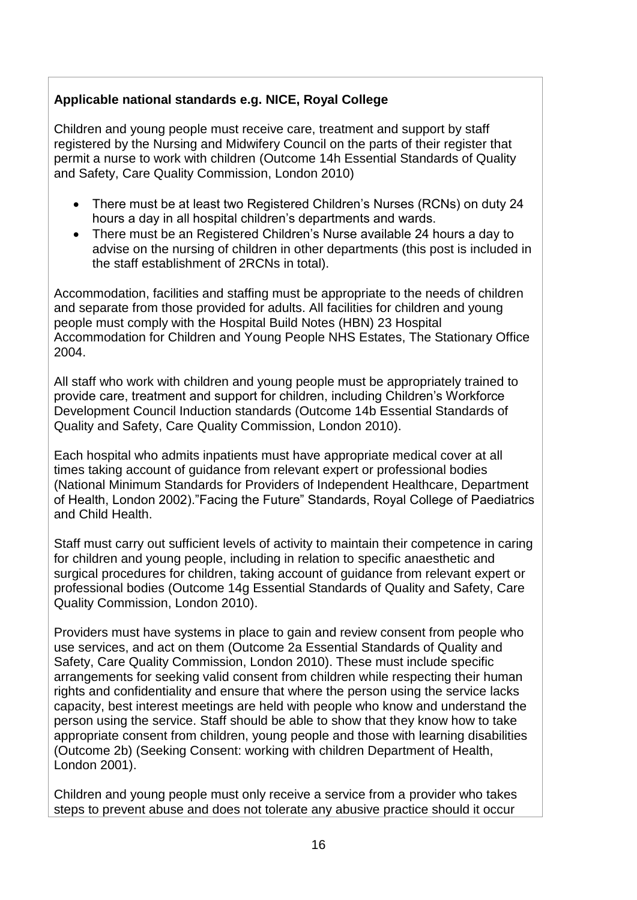**Applicable national standards e.g. NICE, Royal College**

Children and young people must receive care, treatment and support by staff registered by the Nursing and Midwifery Council on the parts of their register that permit a nurse to work with children (Outcome 14h Essential Standards of Quality and Safety, Care Quality Commission, London 2010)

- There must be at least two Registered Children's Nurses (RCNs) on duty 24 hours a day in all hospital children's departments and wards.
- There must be an Registered Children's Nurse available 24 hours a day to advise on the nursing of children in other departments (this post is included in the staff establishment of 2RCNs in total).

Accommodation, facilities and staffing must be appropriate to the needs of children and separate from those provided for adults. All facilities for children and young people must comply with the Hospital Build Notes (HBN) 23 Hospital Accommodation for Children and Young People NHS Estates, The Stationary Office 2004.

All staff who work with children and young people must be appropriately trained to provide care, treatment and support for children, including Children's Workforce Development Council Induction standards (Outcome 14b Essential Standards of Quality and Safety, Care Quality Commission, London 2010).

Each hospital who admits inpatients must have appropriate medical cover at all times taking account of guidance from relevant expert or professional bodies (National Minimum Standards for Providers of Independent Healthcare, Department of Health, London 2002)."Facing the Future" Standards, Royal College of Paediatrics and Child Health.

Staff must carry out sufficient levels of activity to maintain their competence in caring for children and young people, including in relation to specific anaesthetic and surgical procedures for children, taking account of guidance from relevant expert or professional bodies (Outcome 14g Essential Standards of Quality and Safety, Care Quality Commission, London 2010).

Providers must have systems in place to gain and review consent from people who use services, and act on them (Outcome 2a Essential Standards of Quality and Safety, Care Quality Commission, London 2010). These must include specific arrangements for seeking valid consent from children while respecting their human rights and confidentiality and ensure that where the person using the service lacks capacity, best interest meetings are held with people who know and understand the person using the service. Staff should be able to show that they know how to take appropriate consent from children, young people and those with learning disabilities (Outcome 2b) (Seeking Consent: working with children Department of Health, London 2001).

Children and young people must only receive a service from a provider who takes steps to prevent abuse and does not tolerate any abusive practice should it occur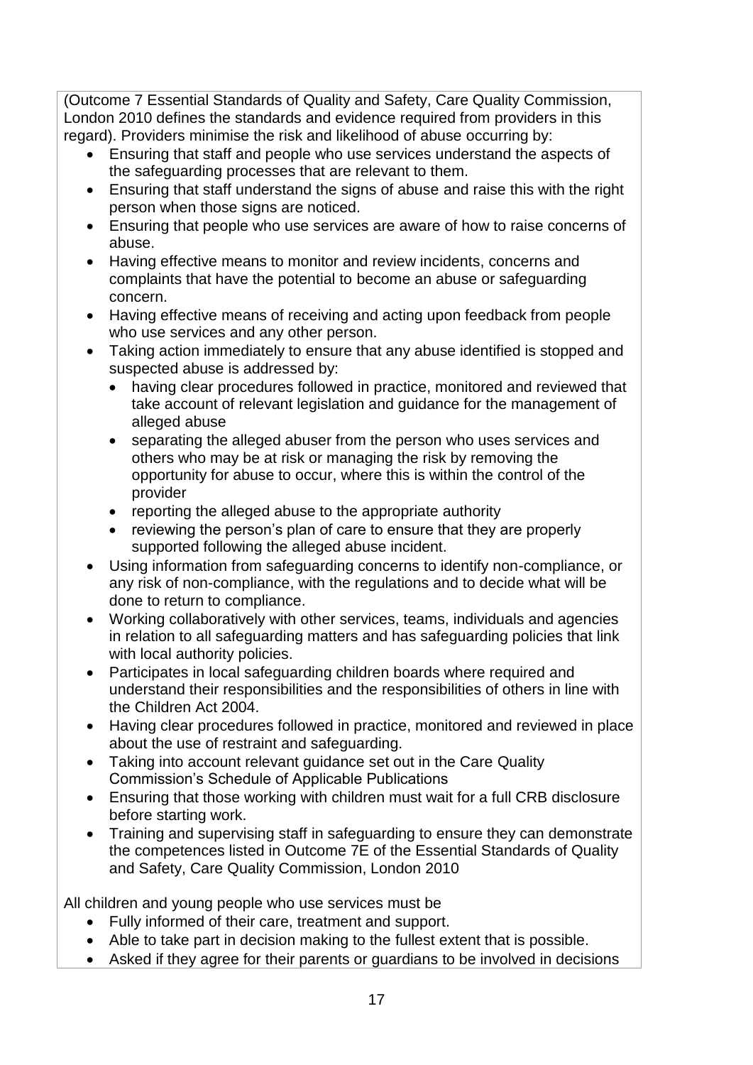(Outcome 7 Essential Standards of Quality and Safety, Care Quality Commission, London 2010 defines the standards and evidence required from providers in this regard). Providers minimise the risk and likelihood of abuse occurring by:

- Ensuring that staff and people who use services understand the aspects of the safeguarding processes that are relevant to them.
- Ensuring that staff understand the signs of abuse and raise this with the right person when those signs are noticed.
- Ensuring that people who use services are aware of how to raise concerns of abuse.
- Having effective means to monitor and review incidents, concerns and complaints that have the potential to become an abuse or safeguarding concern.
- Having effective means of receiving and acting upon feedback from people who use services and any other person.
- Taking action immediately to ensure that any abuse identified is stopped and suspected abuse is addressed by:
  - having clear procedures followed in practice, monitored and reviewed that take account of relevant legislation and guidance for the management of alleged abuse
  - separating the alleged abuser from the person who uses services and others who may be at risk or managing the risk by removing the opportunity for abuse to occur, where this is within the control of the provider
  - reporting the alleged abuse to the appropriate authority
  - reviewing the person's plan of care to ensure that they are properly supported following the alleged abuse incident.
- Using information from safeguarding concerns to identify non-compliance, or any risk of non-compliance, with the regulations and to decide what will be done to return to compliance.
- Working collaboratively with other services, teams, individuals and agencies in relation to all safeguarding matters and has safeguarding policies that link with local authority policies.
- Participates in local safeguarding children boards where required and understand their responsibilities and the responsibilities of others in line with the Children Act 2004.
- Having clear procedures followed in practice, monitored and reviewed in place about the use of restraint and safeguarding.
- Taking into account relevant guidance set out in the Care Quality Commission's Schedule of Applicable Publications
- Ensuring that those working with children must wait for a full CRB disclosure before starting work.
- Training and supervising staff in safeguarding to ensure they can demonstrate the competences listed in Outcome 7E of the Essential Standards of Quality and Safety, Care Quality Commission, London 2010

All children and young people who use services must be

- Fully informed of their care, treatment and support.
- Able to take part in decision making to the fullest extent that is possible.
- Asked if they agree for their parents or guardians to be involved in decisions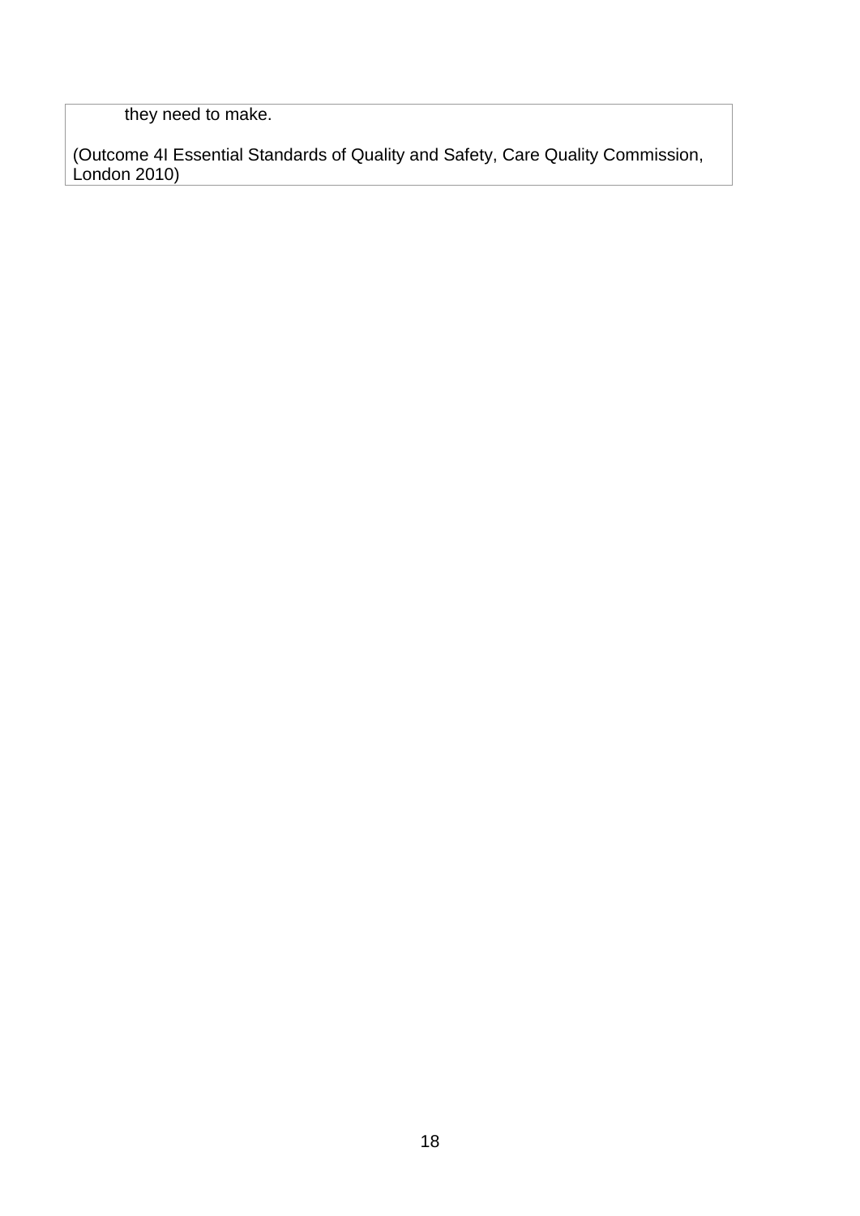they need to make.

(Outcome 4I Essential Standards of Quality and Safety, Care Quality Commission, London 2010)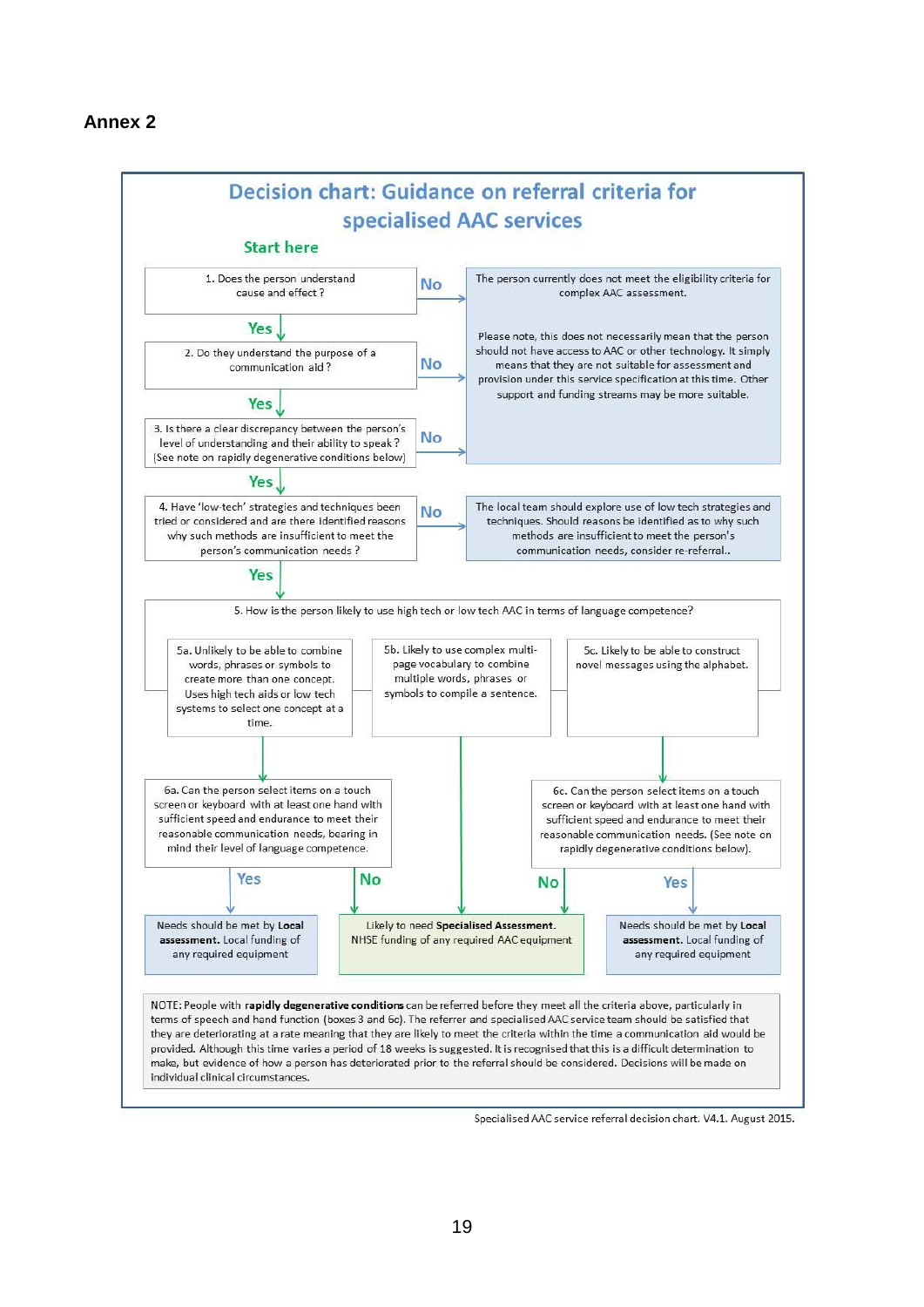## Annex 2

# Decision chart: Guidance on referral criteria for specialised AAC services

**Start here**

1. Does the person understand cause and effect?
   - **No** → The person currently does not meet the eligibility criteria for complex AAC assessment.
   - **Yes** → go to 2.

2. Do they understand the purpose of a communication aid?
   - **No** → The person currently does not meet the eligibility criteria for complex AAC assessment.
   - **Yes** → go to 3.

3. Is there a clear discrepancy between the person's level of understanding and their ability to speak? (See note on rapidly degenerative conditions below)
   - **No** → The person currently does not meet the eligibility criteria for complex AAC assessment.
   - **Yes** → go to 4.

> The person currently does not meet the eligibility criteria for complex AAC assessment.
>
> Please note, this does not necessarily mean that the person should not have access to AAC or other technology. It simply means that they are not suitable for assessment and provision under this service specification at this time. Other support and funding streams may be more suitable.

4. Have 'low-tech' strategies and techniques been tried or considered and are there identified reasons why such methods are insufficient to meet the person's communication needs?
   - **No** → The local team should explore use of low tech strategies and techniques. Should reasons be identified as to why such methods are insufficient to meet the person's communication needs, consider re-referral..
   - **Yes** → go to 5.

5. How is the person likely to use high tech or low tech AAC in terms of language competence?

   - 5a. Unlikely to be able to combine words, phrases or symbols to create more than one concept. Uses high tech aids or low tech systems to select one concept at a time. → go to 6a.
     - 6a. Can the person select items on a touch screen or keyboard with at least one hand with sufficient speed and endurance to meet their reasonable communication needs, bearing in mind their level of language competence.
       - **Yes** → Needs should be met by **Local assessment.** Local funding of any required equipment
       - **No** → Likely to need **Specialised Assessment.** NHSE funding of any required AAC equipment
   - 5b. Likely to use complex multi-page vocabulary to combine multiple words, phrases or symbols to compile a sentence. → Likely to need **Specialised Assessment.** NHSE funding of any required AAC equipment
   - 5c. Likely to be able to construct novel messages using the alphabet. → go to 6c.
     - 6c. Can the person select items on a touch screen or keyboard with at least one hand with sufficient speed and endurance to meet their reasonable communication needs. (See note on rapidly degenerative conditions below).
       - **No** → Likely to need **Specialised Assessment.** NHSE funding of any required AAC equipment
       - **Yes** → Needs should be met by **Local assessment.** Local funding of any required equipment

NOTE: People with **rapidly degenerative conditions** can be referred before they meet all the criteria above, particularly in terms of speech and hand function (boxes 3 and 6c). The referrer and specialised AAC service team should be satisfied that they are deteriorating at a rate meaning that they are likely to meet the criteria within the time a communication aid would be provided. Although this time varies a period of 18 weeks is suggested. It is recognised that this is a difficult determination to make, but evidence of how a person has deteriorated prior to the referral should be considered. Decisions will be made on individual clinical circumstances.

Specialised AAC service referral decision chart. V4.1. August 2015.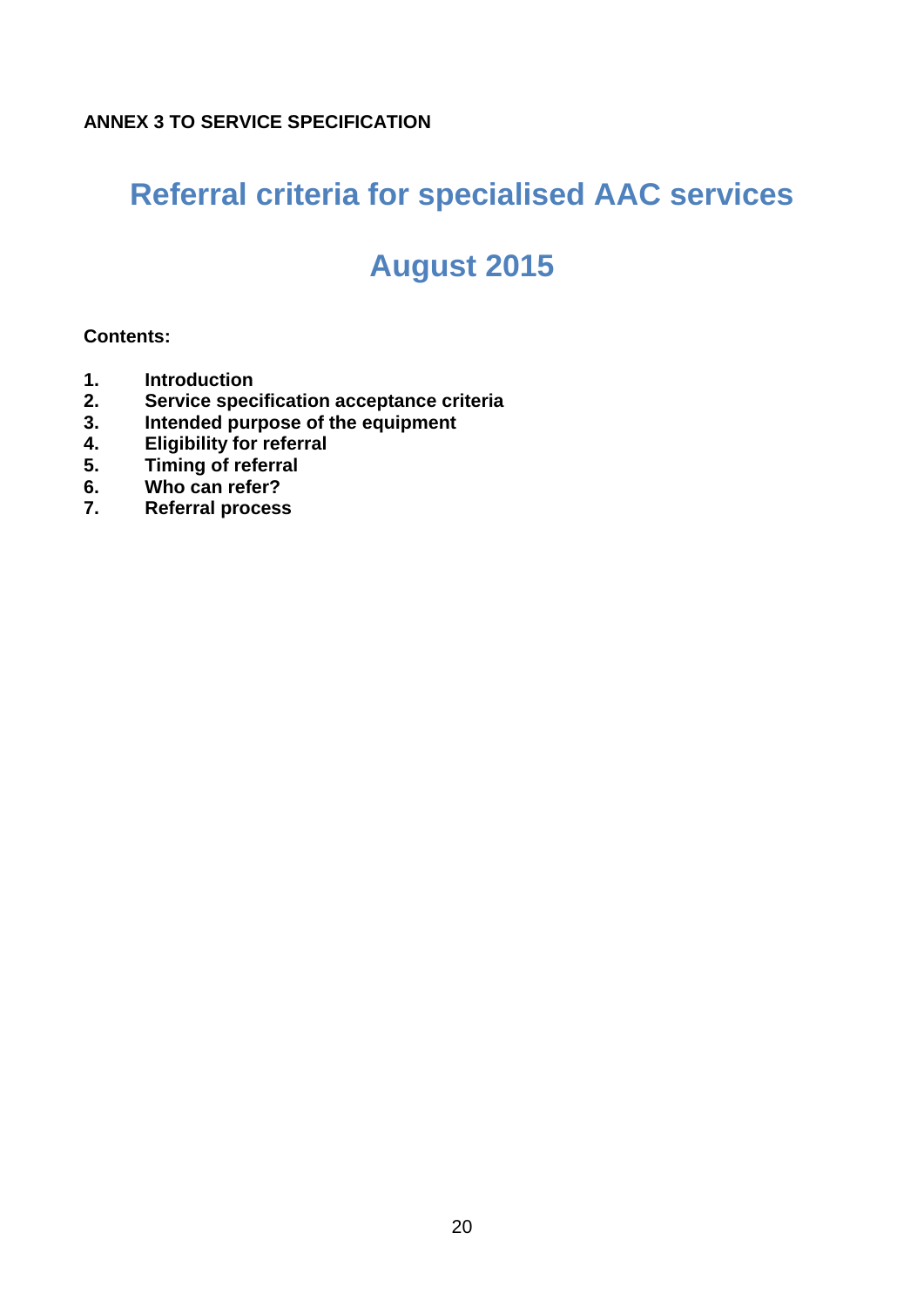**ANNEX 3 TO SERVICE SPECIFICATION**

# Referral criteria for specialised AAC services

# August 2015

**Contents:**

1. **Introduction**
2. **Service specification acceptance criteria**
3. **Intended purpose of the equipment**
4. **Eligibility for referral**
5. **Timing of referral**
6. **Who can refer?**
7. **Referral process**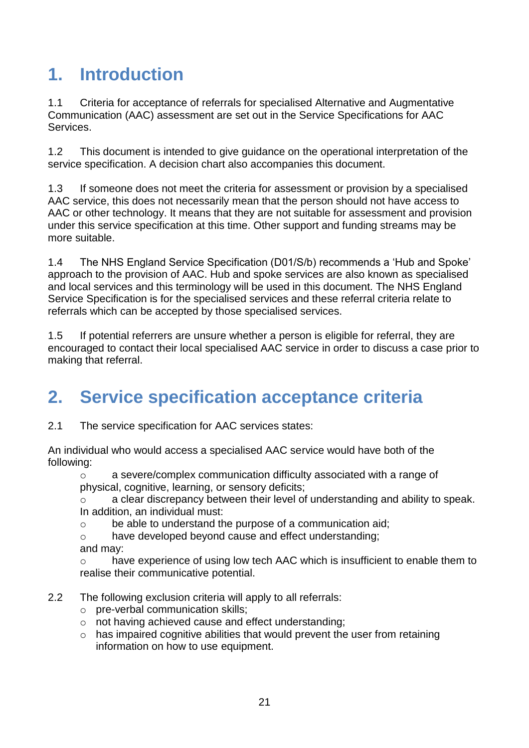# 1. Introduction

1.1 Criteria for acceptance of referrals for specialised Alternative and Augmentative Communication (AAC) assessment are set out in the Service Specifications for AAC Services.

1.2 This document is intended to give guidance on the operational interpretation of the service specification. A decision chart also accompanies this document.

1.3 If someone does not meet the criteria for assessment or provision by a specialised AAC service, this does not necessarily mean that the person should not have access to AAC or other technology. It means that they are not suitable for assessment and provision under this service specification at this time. Other support and funding streams may be more suitable.

1.4 The NHS England Service Specification (D01/S/b) recommends a 'Hub and Spoke' approach to the provision of AAC. Hub and spoke services are also known as specialised and local services and this terminology will be used in this document. The NHS England Service Specification is for the specialised services and these referral criteria relate to referrals which can be accepted by those specialised services.

1.5 If potential referrers are unsure whether a person is eligible for referral, they are encouraged to contact their local specialised AAC service in order to discuss a case prior to making that referral.

# 2. Service specification acceptance criteria

2.1 The service specification for AAC services states:

An individual who would access a specialised AAC service would have both of the following:

- a severe/complex communication difficulty associated with a range of physical, cognitive, learning, or sensory deficits;
- a clear discrepancy between their level of understanding and ability to speak.

In addition, an individual must:

- be able to understand the purpose of a communication aid;
- have developed beyond cause and effect understanding;

and may:

- have experience of using low tech AAC which is insufficient to enable them to realise their communicative potential.

2.2 The following exclusion criteria will apply to all referrals:

- pre-verbal communication skills;
- not having achieved cause and effect understanding;
- has impaired cognitive abilities that would prevent the user from retaining information on how to use equipment.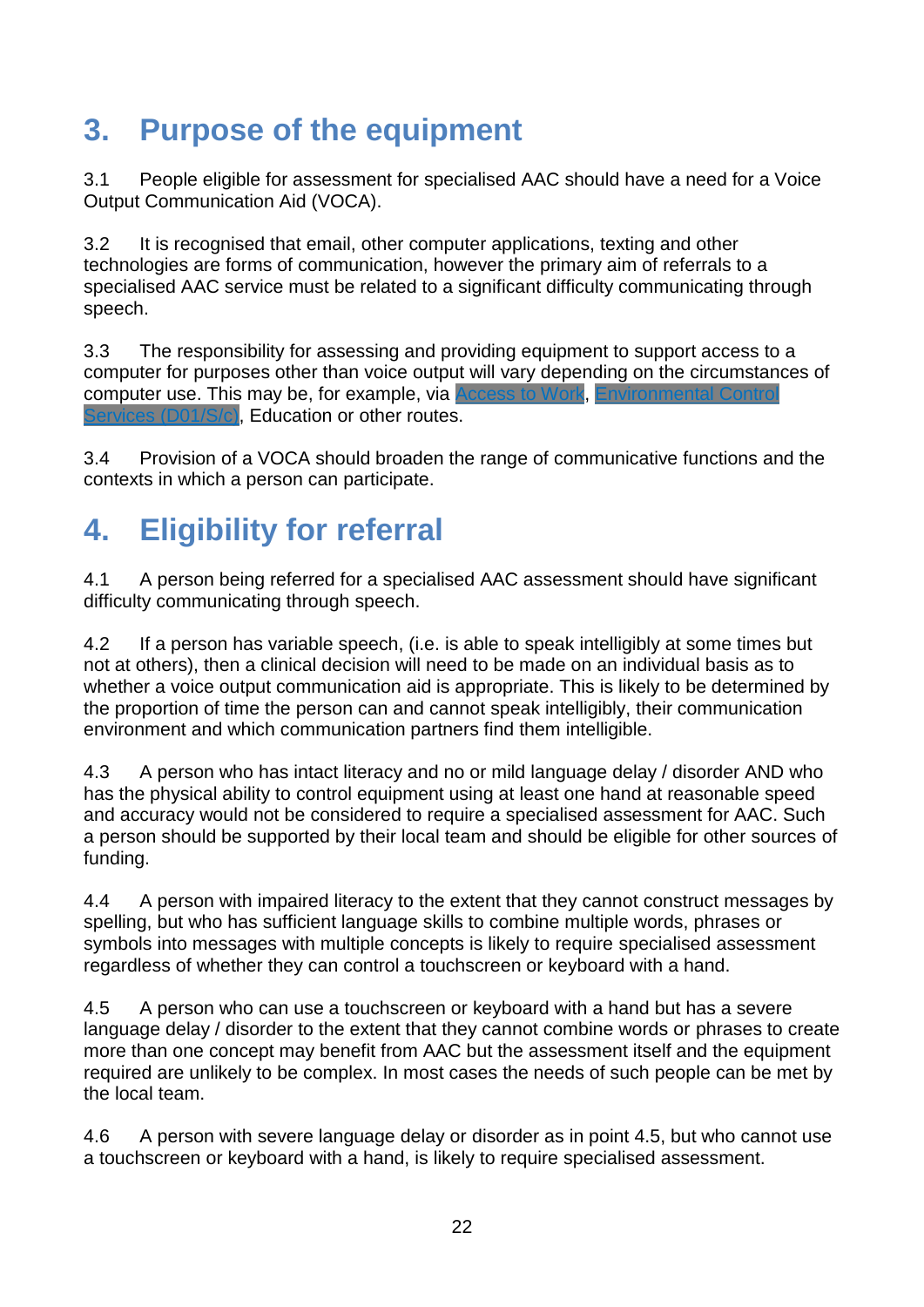# 3. Purpose of the equipment

3.1 People eligible for assessment for specialised AAC should have a need for a Voice Output Communication Aid (VOCA).

3.2 It is recognised that email, other computer applications, texting and other technologies are forms of communication, however the primary aim of referrals to a specialised AAC service must be related to a significant difficulty communicating through speech.

3.3 The responsibility for assessing and providing equipment to support access to a computer for purposes other than voice output will vary depending on the circumstances of computer use. This may be, for example, via Access to Work, Environmental Control Services (D01/S/c), Education or other routes.

3.4 Provision of a VOCA should broaden the range of communicative functions and the contexts in which a person can participate.

# 4. Eligibility for referral

4.1 A person being referred for a specialised AAC assessment should have significant difficulty communicating through speech.

4.2 If a person has variable speech, (i.e. is able to speak intelligibly at some times but not at others), then a clinical decision will need to be made on an individual basis as to whether a voice output communication aid is appropriate. This is likely to be determined by the proportion of time the person can and cannot speak intelligibly, their communication environment and which communication partners find them intelligible.

4.3 A person who has intact literacy and no or mild language delay / disorder AND who has the physical ability to control equipment using at least one hand at reasonable speed and accuracy would not be considered to require a specialised assessment for AAC. Such a person should be supported by their local team and should be eligible for other sources of funding.

4.4 A person with impaired literacy to the extent that they cannot construct messages by spelling, but who has sufficient language skills to combine multiple words, phrases or symbols into messages with multiple concepts is likely to require specialised assessment regardless of whether they can control a touchscreen or keyboard with a hand.

4.5 A person who can use a touchscreen or keyboard with a hand but has a severe language delay / disorder to the extent that they cannot combine words or phrases to create more than one concept may benefit from AAC but the assessment itself and the equipment required are unlikely to be complex. In most cases the needs of such people can be met by the local team.

4.6 A person with severe language delay or disorder as in point 4.5, but who cannot use a touchscreen or keyboard with a hand, is likely to require specialised assessment.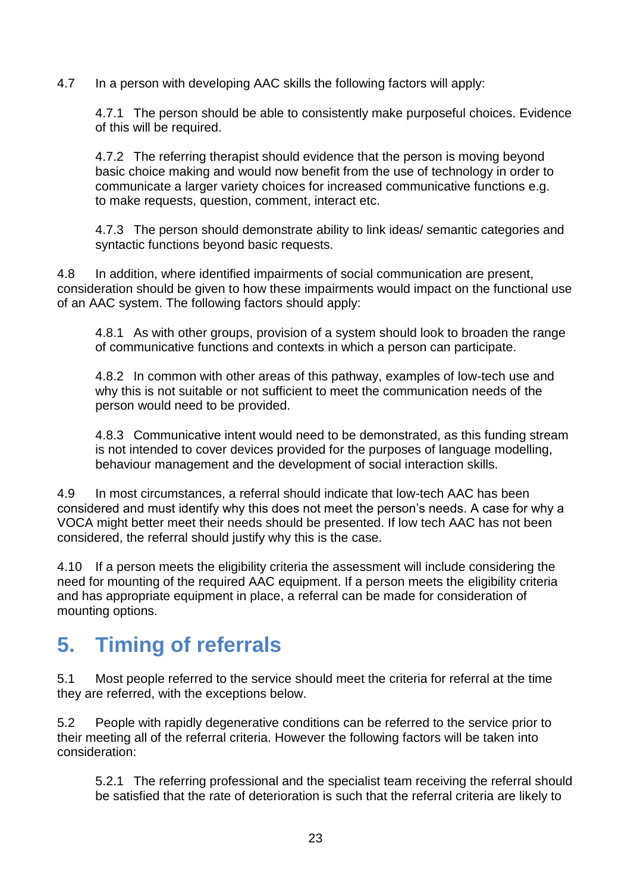4.7 In a person with developing AAC skills the following factors will apply:

4.7.1 The person should be able to consistently make purposeful choices. Evidence of this will be required.

4.7.2 The referring therapist should evidence that the person is moving beyond basic choice making and would now benefit from the use of technology in order to communicate a larger variety choices for increased communicative functions e.g. to make requests, question, comment, interact etc.

4.7.3 The person should demonstrate ability to link ideas/ semantic categories and syntactic functions beyond basic requests.

4.8 In addition, where identified impairments of social communication are present, consideration should be given to how these impairments would impact on the functional use of an AAC system. The following factors should apply:

4.8.1 As with other groups, provision of a system should look to broaden the range of communicative functions and contexts in which a person can participate.

4.8.2 In common with other areas of this pathway, examples of low-tech use and why this is not suitable or not sufficient to meet the communication needs of the person would need to be provided.

4.8.3 Communicative intent would need to be demonstrated, as this funding stream is not intended to cover devices provided for the purposes of language modelling, behaviour management and the development of social interaction skills.

4.9 In most circumstances, a referral should indicate that low-tech AAC has been considered and must identify why this does not meet the person's needs. A case for why a VOCA might better meet their needs should be presented. If low tech AAC has not been considered, the referral should justify why this is the case.

4.10 If a person meets the eligibility criteria the assessment will include considering the need for mounting of the required AAC equipment. If a person meets the eligibility criteria and has appropriate equipment in place, a referral can be made for consideration of mounting options.

# 5. Timing of referrals

5.1 Most people referred to the service should meet the criteria for referral at the time they are referred, with the exceptions below.

5.2 People with rapidly degenerative conditions can be referred to the service prior to their meeting all of the referral criteria. However the following factors will be taken into consideration:

5.2.1 The referring professional and the specialist team receiving the referral should be satisfied that the rate of deterioration is such that the referral criteria are likely to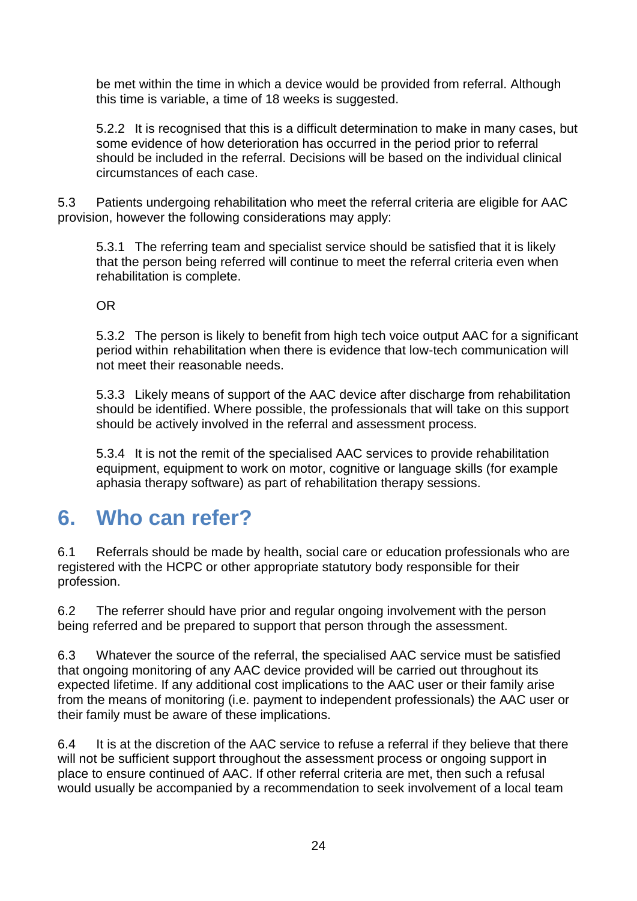be met within the time in which a device would be provided from referral. Although this time is variable, a time of 18 weeks is suggested.

5.2.2 It is recognised that this is a difficult determination to make in many cases, but some evidence of how deterioration has occurred in the period prior to referral should be included in the referral. Decisions will be based on the individual clinical circumstances of each case.

5.3 Patients undergoing rehabilitation who meet the referral criteria are eligible for AAC provision, however the following considerations may apply:

5.3.1 The referring team and specialist service should be satisfied that it is likely that the person being referred will continue to meet the referral criteria even when rehabilitation is complete.

OR

5.3.2 The person is likely to benefit from high tech voice output AAC for a significant period within rehabilitation when there is evidence that low-tech communication will not meet their reasonable needs.

5.3.3 Likely means of support of the AAC device after discharge from rehabilitation should be identified. Where possible, the professionals that will take on this support should be actively involved in the referral and assessment process.

5.3.4 It is not the remit of the specialised AAC services to provide rehabilitation equipment, equipment to work on motor, cognitive or language skills (for example aphasia therapy software) as part of rehabilitation therapy sessions.

# 6. Who can refer?

6.1 Referrals should be made by health, social care or education professionals who are registered with the HCPC or other appropriate statutory body responsible for their profession.

6.2 The referrer should have prior and regular ongoing involvement with the person being referred and be prepared to support that person through the assessment.

6.3 Whatever the source of the referral, the specialised AAC service must be satisfied that ongoing monitoring of any AAC device provided will be carried out throughout its expected lifetime. If any additional cost implications to the AAC user or their family arise from the means of monitoring (i.e. payment to independent professionals) the AAC user or their family must be aware of these implications.

6.4 It is at the discretion of the AAC service to refuse a referral if they believe that there will not be sufficient support throughout the assessment process or ongoing support in place to ensure continued of AAC. If other referral criteria are met, then such a refusal would usually be accompanied by a recommendation to seek involvement of a local team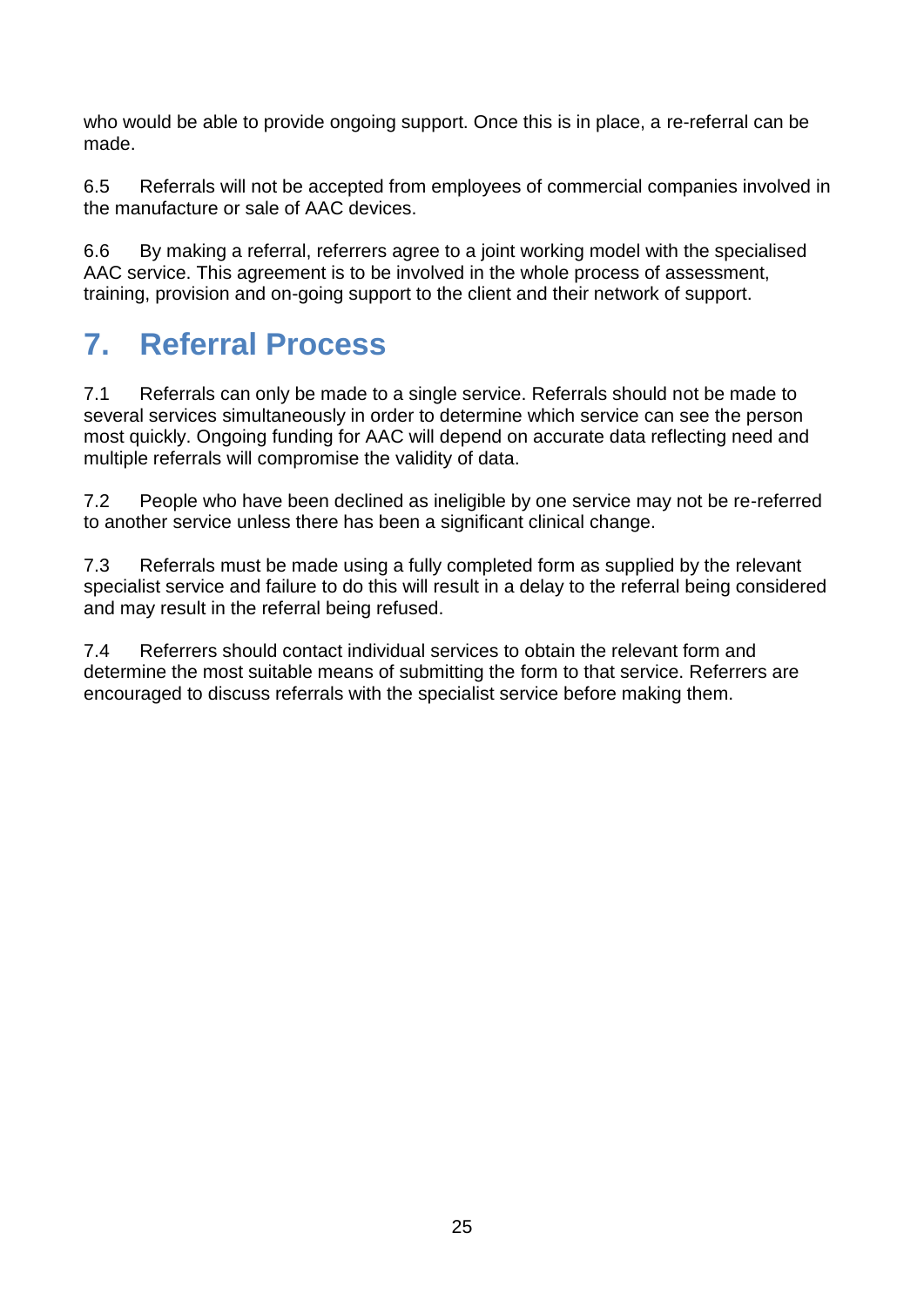who would be able to provide ongoing support. Once this is in place, a re-referral can be made.

6.5 Referrals will not be accepted from employees of commercial companies involved in the manufacture or sale of AAC devices.

6.6 By making a referral, referrers agree to a joint working model with the specialised AAC service. This agreement is to be involved in the whole process of assessment, training, provision and on-going support to the client and their network of support.

## 7. Referral Process

7.1 Referrals can only be made to a single service. Referrals should not be made to several services simultaneously in order to determine which service can see the person most quickly. Ongoing funding for AAC will depend on accurate data reflecting need and multiple referrals will compromise the validity of data.

7.2 People who have been declined as ineligible by one service may not be re-referred to another service unless there has been a significant clinical change.

7.3 Referrals must be made using a fully completed form as supplied by the relevant specialist service and failure to do this will result in a delay to the referral being considered and may result in the referral being refused.

7.4 Referrers should contact individual services to obtain the relevant form and determine the most suitable means of submitting the form to that service. Referrers are encouraged to discuss referrals with the specialist service before making them.